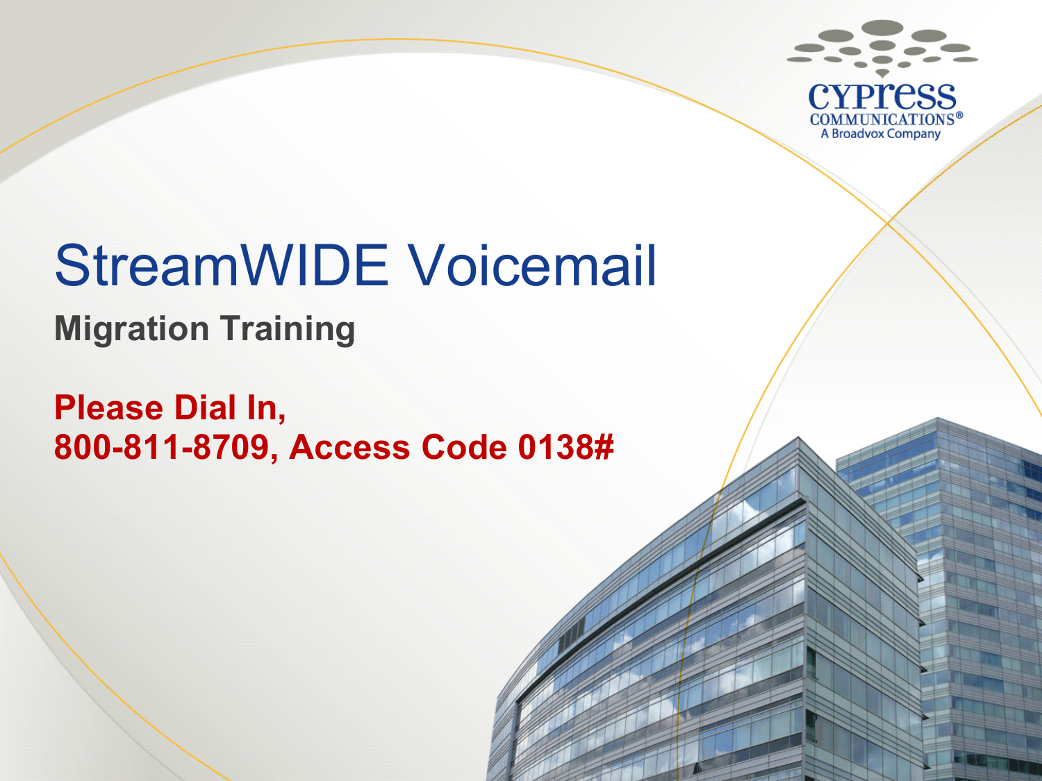CYPRESS COMMUNICATIONS®
A Broadvox Company

# StreamWIDE Voicemail

## Migration Training

**Please Dial In,**
**800-811-8709, Access Code 0138#**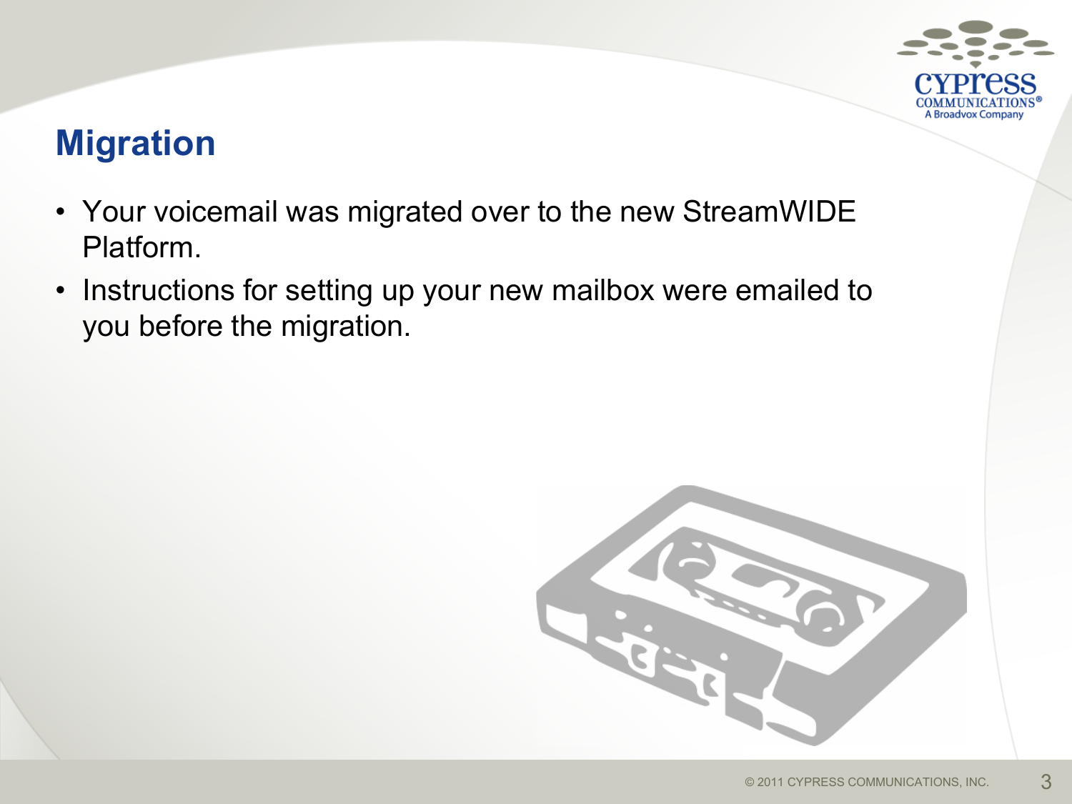# Migration

- Your voicemail was migrated over to the new StreamWIDE Platform.
- Instructions for setting up your new mailbox were emailed to you before the migration.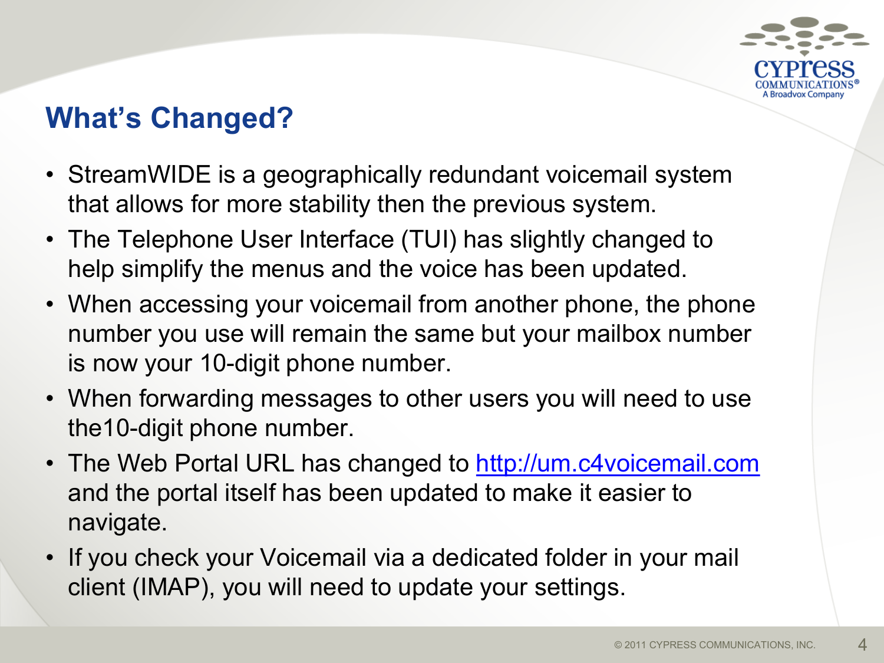## What's Changed?

- StreamWIDE is a geographically redundant voicemail system that allows for more stability then the previous system.
- The Telephone User Interface (TUI) has slightly changed to help simplify the menus and the voice has been updated.
- When accessing your voicemail from another phone, the phone number you use will remain the same but your mailbox number is now your 10-digit phone number.
- When forwarding messages to other users you will need to use the10-digit phone number.
- The Web Portal URL has changed to http://um.c4voicemail.com and the portal itself has been updated to make it easier to navigate.
- If you check your Voicemail via a dedicated folder in your mail client (IMAP), you will need to update your settings.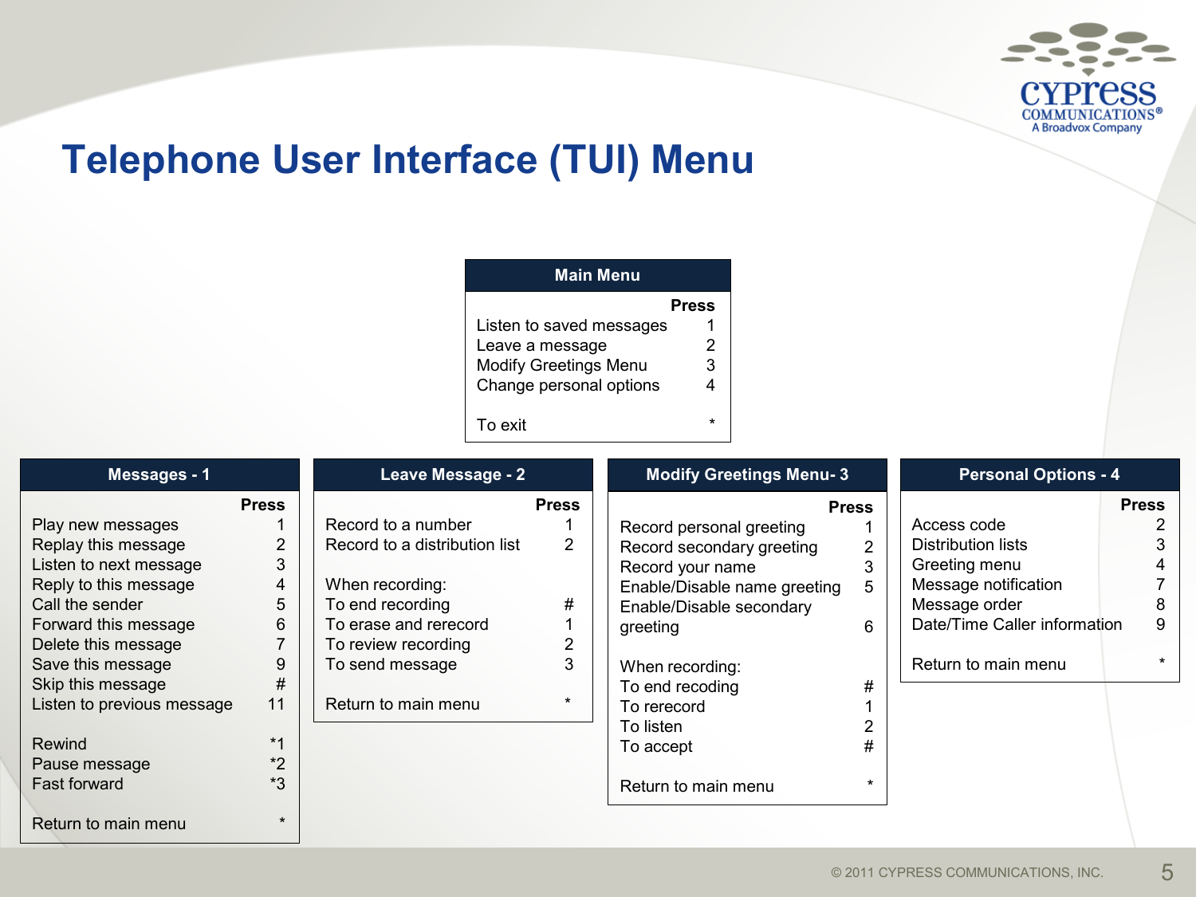# Telephone User Interface (TUI) Menu

| Main Menu | Press |
|---|---|
| Listen to saved messages | 1 |
| Leave a message | 2 |
| Modify Greetings Menu | 3 |
| Change personal options | 4 |
| To exit | * |

| Messages - 1 | Press |
|---|---|
| Play new messages | 1 |
| Replay this message | 2 |
| Listen to next message | 3 |
| Reply to this message | 4 |
| Call the sender | 5 |
| Forward this message | 6 |
| Delete this message | 7 |
| Save this message | 9 |
| Skip this message | # |
| Listen to previous message | 11 |
| Rewind | *1 |
| Pause message | *2 |
| Fast forward | *3 |
| Return to main menu | * |

| Leave Message - 2 | Press |
|---|---|
| Record to a number | 1 |
| Record to a distribution list | 2 |
| When recording: | |
| To end recording | # |
| To erase and rerecord | 1 |
| To review recording | 2 |
| To send message | 3 |
| Return to main menu | * |

| Modify Greetings Menu- 3 | Press |
|---|---|
| Record personal greeting | 1 |
| Record secondary greeting | 2 |
| Record your name | 3 |
| Enable/Disable name greeting | 5 |
| Enable/Disable secondary greeting | 6 |
| When recording: | |
| To end recoding | # |
| To rerecord | 1 |
| To listen | 2 |
| To accept | # |
| Return to main menu | * |

| Personal Options - 4 | Press |
|---|---|
| Access code | 2 |
| Distribution lists | 3 |
| Greeting menu | 4 |
| Message notification | 7 |
| Message order | 8 |
| Date/Time Caller information | 9 |
| Return to main menu | * |

© 2011 CYPRESS COMMUNICATIONS, INC.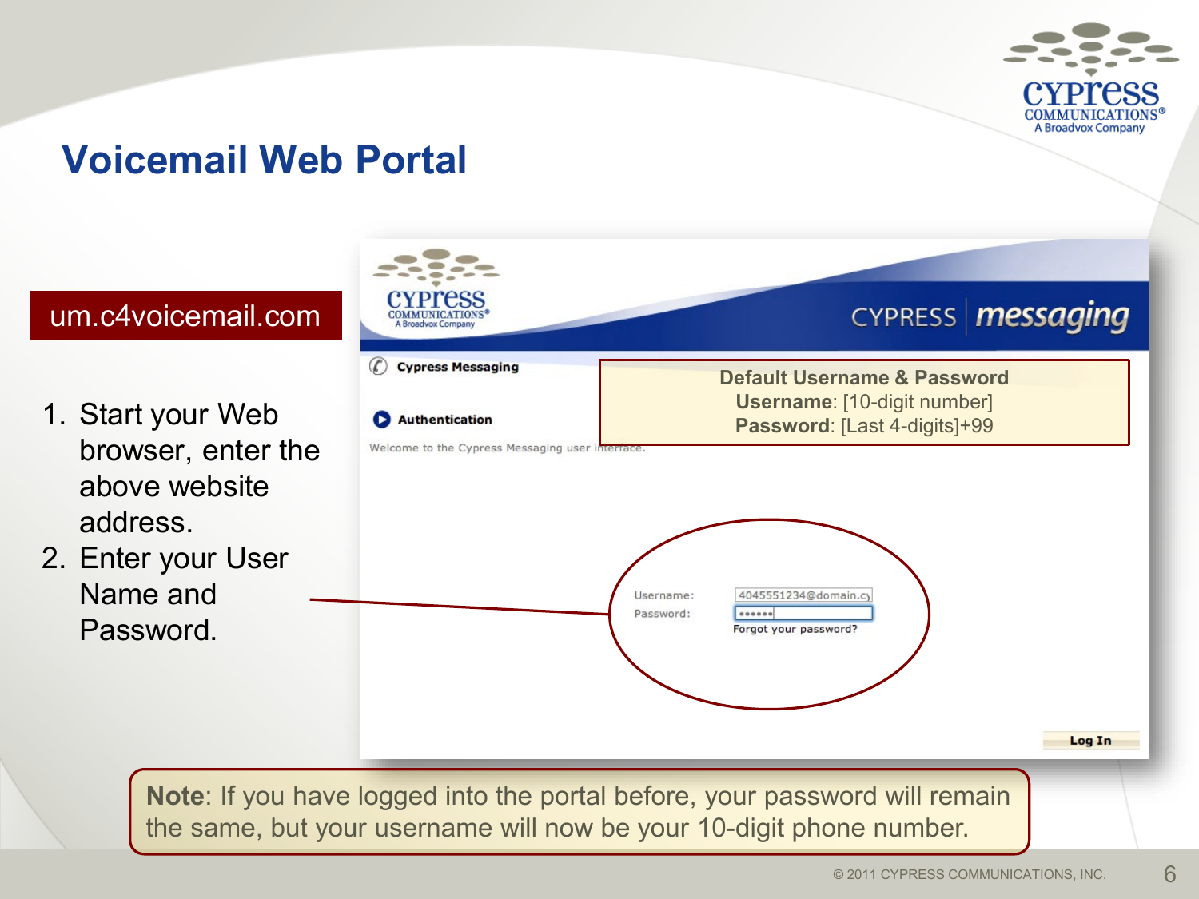# Voicemail Web Portal

um.c4voicemail.com

1. Start your Web browser, enter the above website address.
2. Enter your User Name and Password.

Cypress Messaging

Authentication

Welcome to the Cypress Messaging user interface.

**Default Username & Password**
**Username**: [10-digit number]
**Password**: [Last 4-digits]+99

Username: 4045551234@domain.c
Password: ••••••
Forgot your password?

Log In

**Note**: If you have logged into the portal before, your password will remain the same, but your username will now be your 10-digit phone number.

© 2011 CYPRESS COMMUNICATIONS, INC.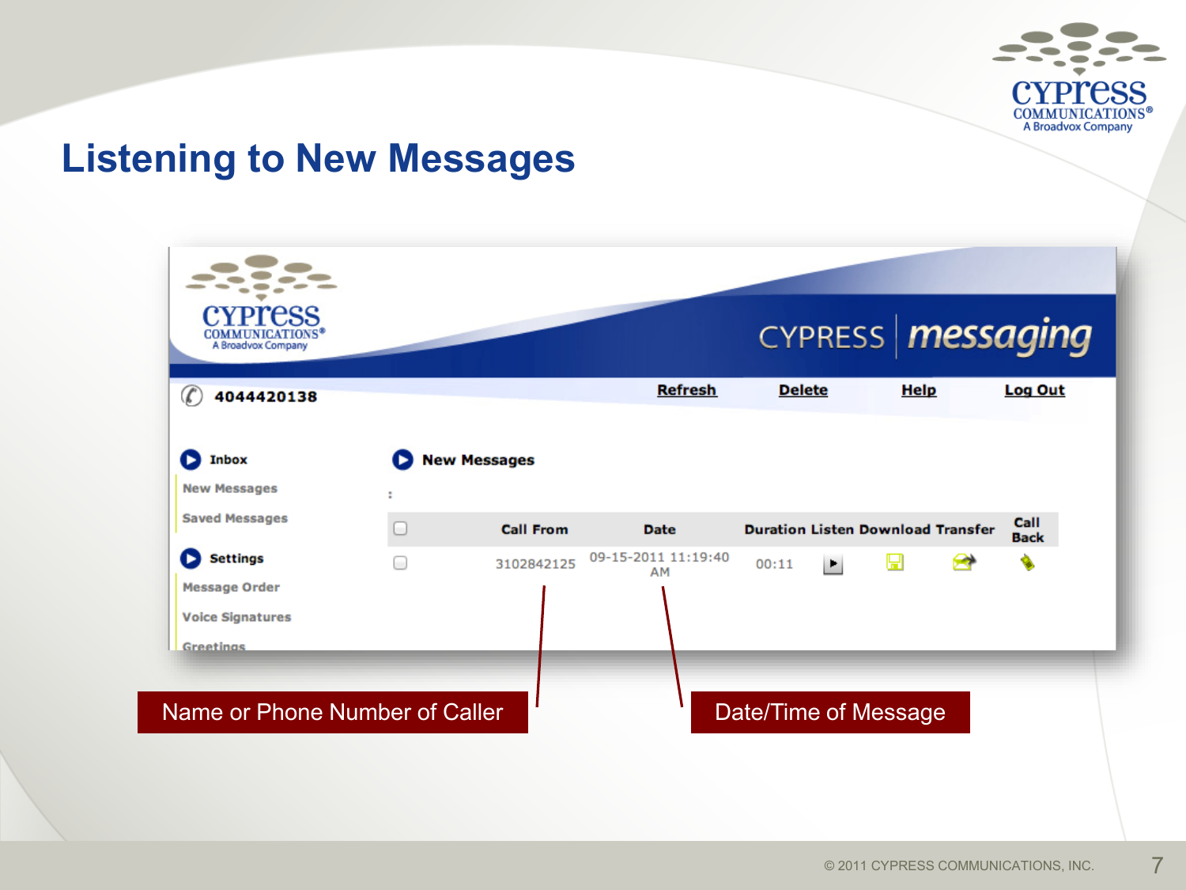# Listening to New Messages

4044420138

Refresh | Delete | Help | Log Out

**Inbox**
- New Messages
- Saved Messages

**Settings**
- Message Order
- Voice Signatures
- Greetings

**New Messages**

| | Call From | Date | Duration | Listen | Download | Transfer | Call Back |
|---|---|---|---|---|---|---|---|
| ☐ | 3102842125 | 09-15-2011 11:19:40 AM | 00:11 | | | | |

Name or Phone Number of Caller

Date/Time of Message

© 2011 CYPRESS COMMUNICATIONS, INC.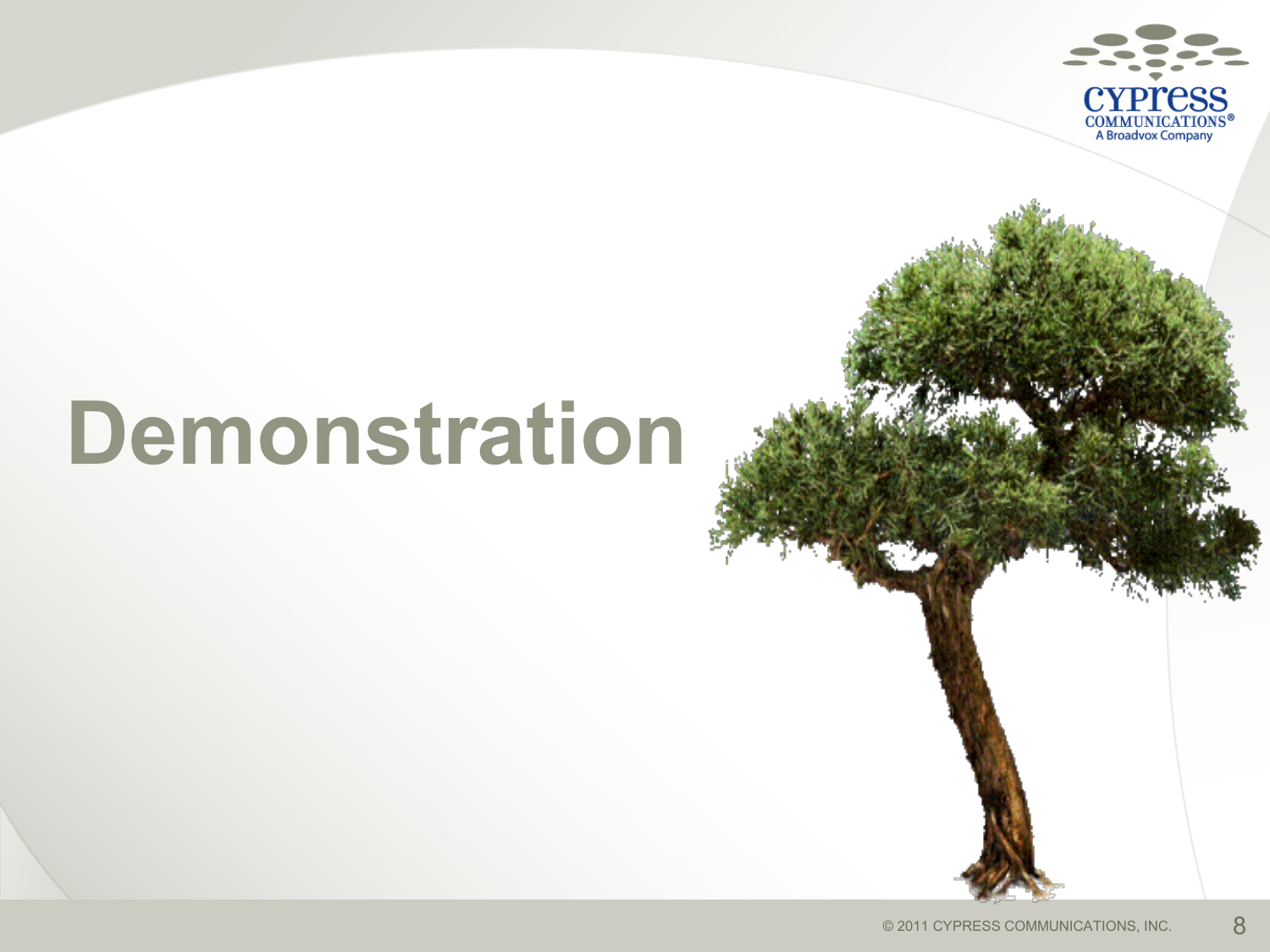# Demonstration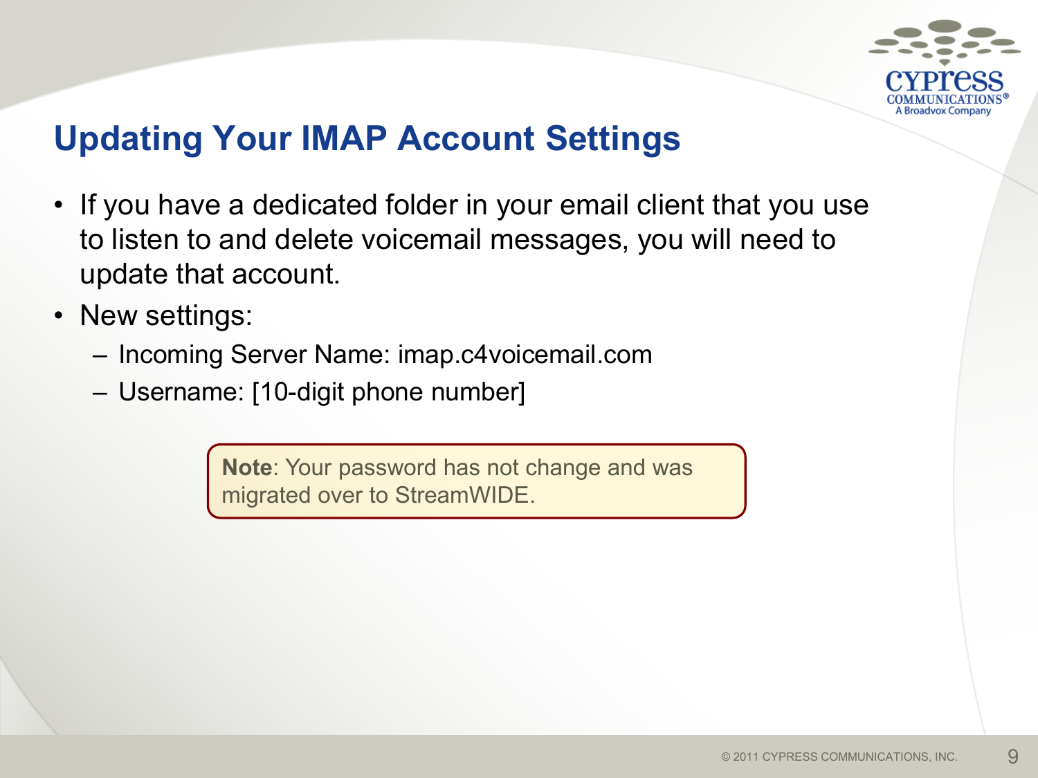# Updating Your IMAP Account Settings

- If you have a dedicated folder in your email client that you use to listen to and delete voicemail messages, you will need to update that account.
- New settings:
  - Incoming Server Name: imap.c4voicemail.com
  - Username: [10-digit phone number]

**Note**: Your password has not change and was migrated over to StreamWIDE.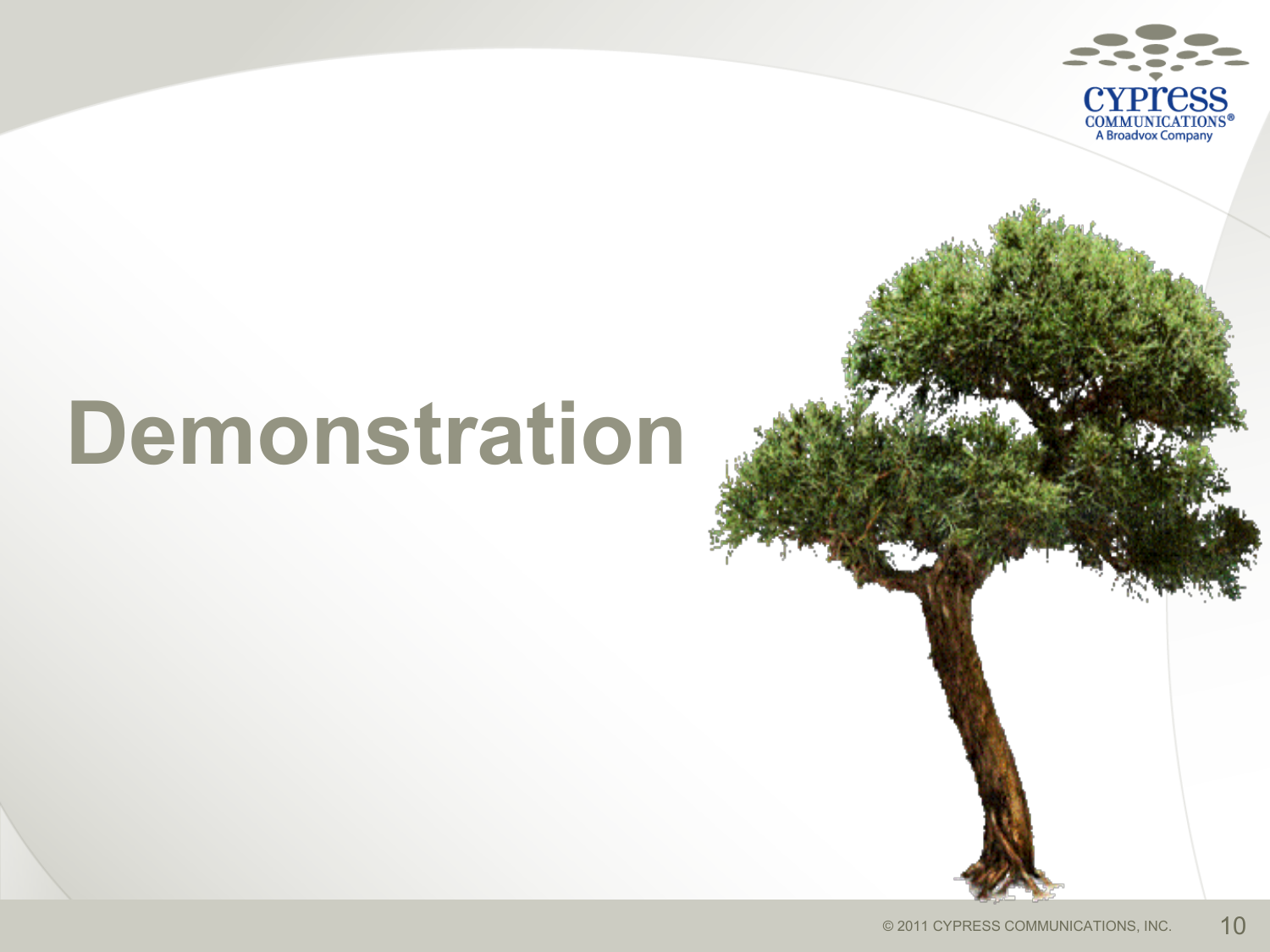# Demonstration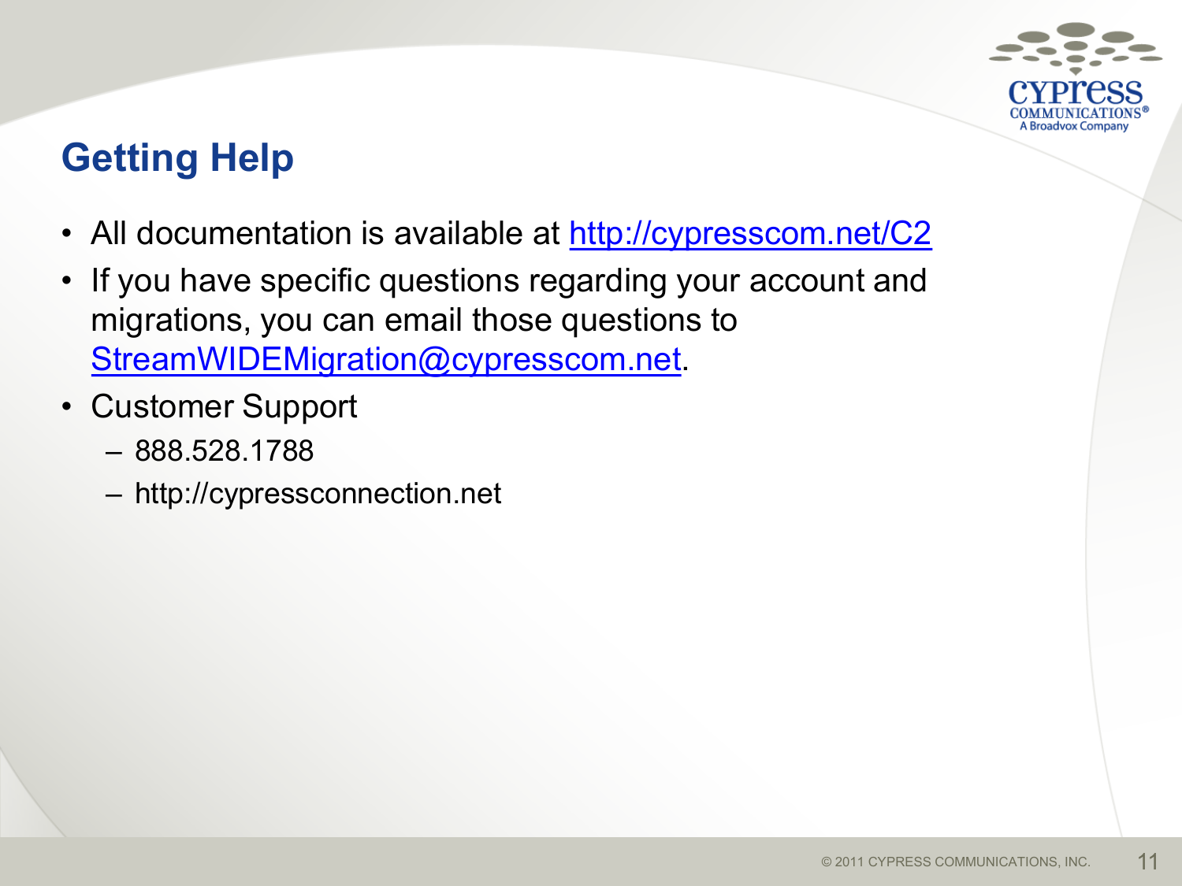## Getting Help

- All documentation is available at http://cypresscom.net/C2
- If you have specific questions regarding your account and migrations, you can email those questions to StreamWIDEMigration@cypresscom.net.
- Customer Support
  - 888.528.1788
  - http://cypressconnection.net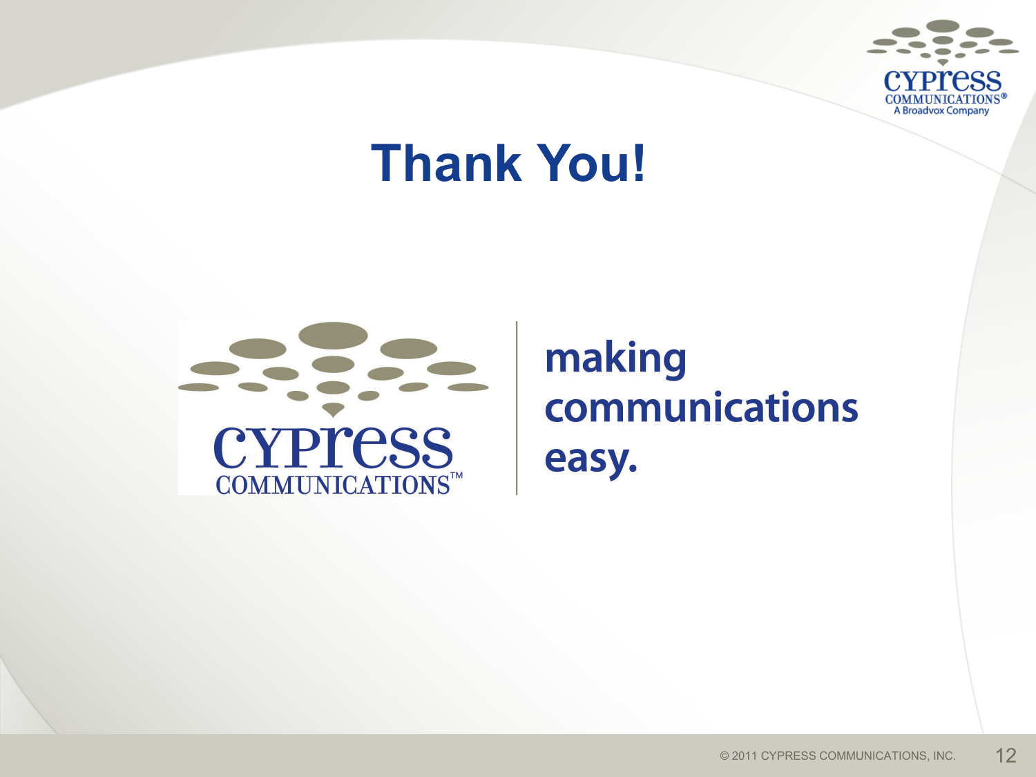# Thank You!

making communications easy.